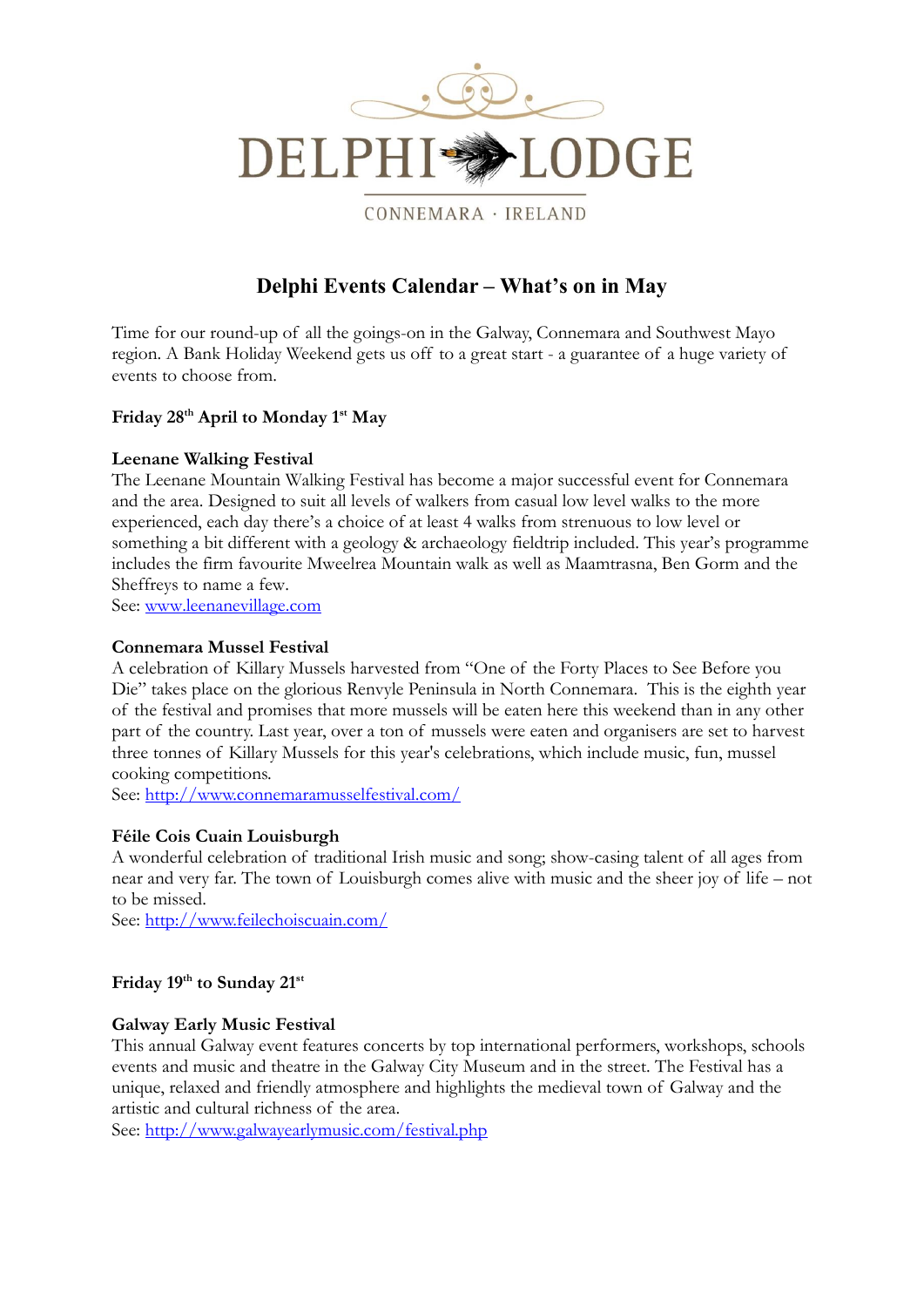DELPHI LODGE

CONNEMARA · IRELAND

# Delphi Events Calendar – What's on in May

Time for our round-up of all the goings-on in the Galway, Connemara and Southwest Mayo region. A Bank Holiday Weekend gets us off to a great start - a guarantee of a huge variety of events to choose from.

**Friday 28th April to Monday 1st May**

**Leenane Walking Festival**

The Leenane Mountain Walking Festival has become a major successful event for Connemara and the area. Designed to suit all levels of walkers from casual low level walks to the more experienced, each day there's a choice of at least 4 walks from strenuous to low level or something a bit different with a geology & archaeology fieldtrip included. This year's programme includes the firm favourite Mweelrea Mountain walk as well as Maamtrasna, Ben Gorm and the Sheffreys to name a few.

See: [www.leenanevillage.com](www.leenanevillage.com)

**Connemara Mussel Festival**

A celebration of Killary Mussels harvested from "One of the Forty Places to See Before you Die" takes place on the glorious Renvyle Peninsula in North Connemara. This is the eighth year of the festival and promises that more mussels will be eaten here this weekend than in any other part of the country. Last year, over a ton of mussels were eaten and organisers are set to harvest three tonnes of Killary Mussels for this year's celebrations, which include music, fun, mussel cooking competitions.

See: [http://www.connemaramusselfestival.com/](http://www.connemaramusselfestival.com/)

**Féile Cois Cuain Louisburgh**

A wonderful celebration of traditional Irish music and song; show-casing talent of all ages from near and very far. The town of Louisburgh comes alive with music and the sheer joy of life – not to be missed.

See: [http://www.feilechoiscuain.com/](http://www.feilechoiscuain.com/)

**Friday 19th to Sunday 21st**

**Galway Early Music Festival**

This annual Galway event features concerts by top international performers, workshops, schools events and music and theatre in the Galway City Museum and in the street. The Festival has a unique, relaxed and friendly atmosphere and highlights the medieval town of Galway and the artistic and cultural richness of the area.

See: [http://www.galwayearlymusic.com/festival.php](http://www.galwayearlymusic.com/festival.php)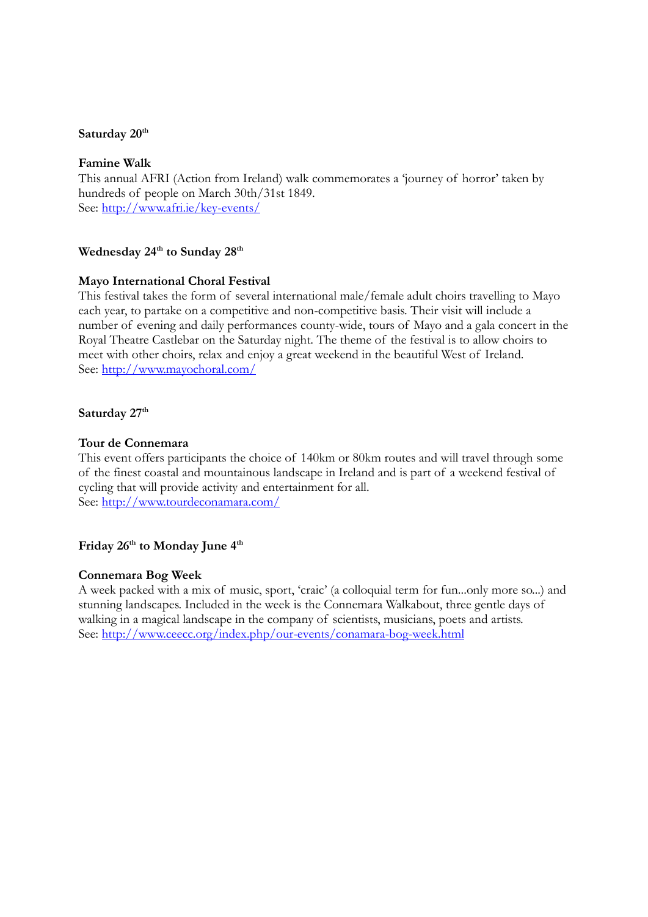**Saturday 20th**

**Famine Walk**
This annual AFRI (Action from Ireland) walk commemorates a 'journey of horror' taken by hundreds of people on March 30th/31st 1849.
See: [http://www.afri.ie/key-events/](http://www.afri.ie/key-events/)

**Wednesday 24th to Sunday 28th**

**Mayo International Choral Festival**
This festival takes the form of several international male/female adult choirs travelling to Mayo each year, to partake on a competitive and non-competitive basis. Their visit will include a number of evening and daily performances county-wide, tours of Mayo and a gala concert in the Royal Theatre Castlebar on the Saturday night. The theme of the festival is to allow choirs to meet with other choirs, relax and enjoy a great weekend in the beautiful West of Ireland.
See: [http://www.mayochoral.com/](http://www.mayochoral.com/)

**Saturday 27th**

**Tour de Connemara**
This event offers participants the choice of 140km or 80km routes and will travel through some of the finest coastal and mountainous landscape in Ireland and is part of a weekend festival of cycling that will provide activity and entertainment for all.
See: [http://www.tourdeconamara.com/](http://www.tourdeconamara.com/)

**Friday 26th to Monday June 4th**

**Connemara Bog Week**
A week packed with a mix of music, sport, 'craic' (a colloquial term for fun...only more so...) and stunning landscapes. Included in the week is the Connemara Walkabout, three gentle days of walking in a magical landscape in the company of scientists, musicians, poets and artists.
See: [http://www.ceecc.org/index.php/our-events/conamara-bog-week.html](http://www.ceecc.org/index.php/our-events/conamara-bog-week.html)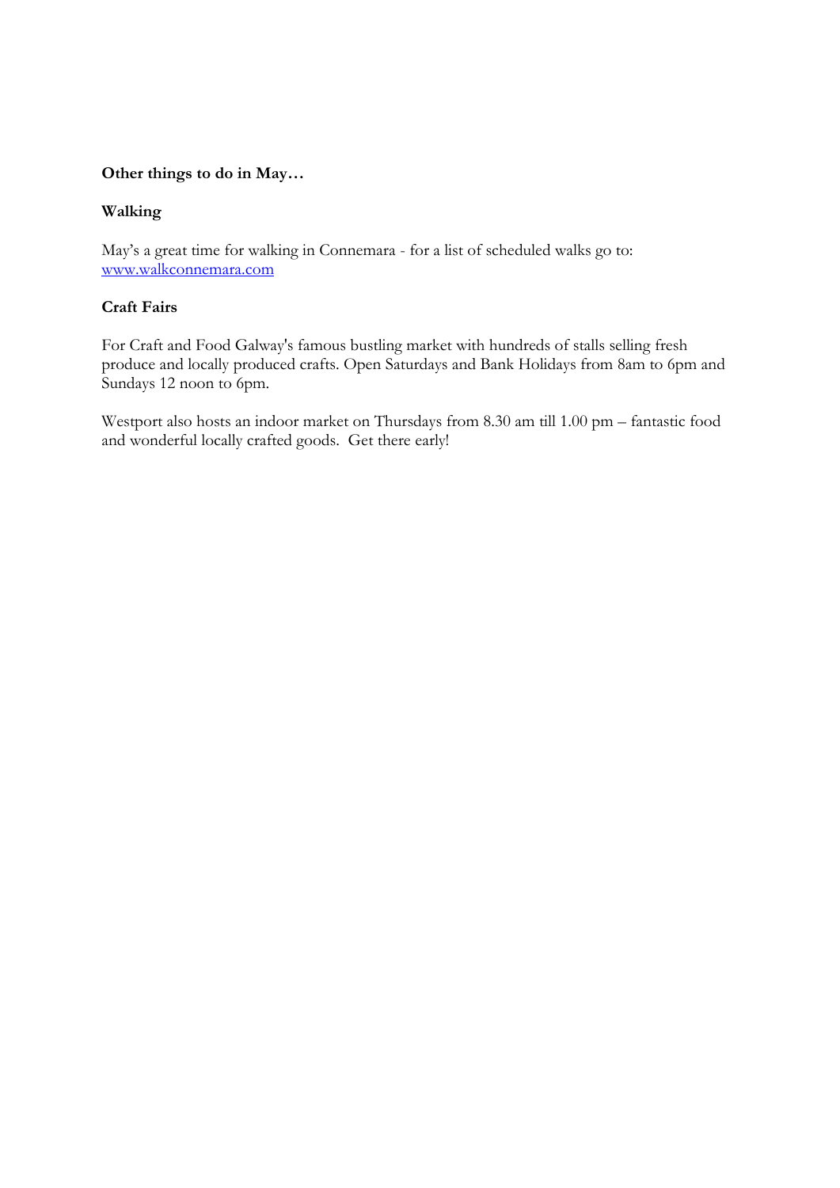**Other things to do in May…**

**Walking**

May's a great time for walking in Connemara - for a list of scheduled walks go to: www.walkconnemara.com

**Craft Fairs**

For Craft and Food Galway's famous bustling market with hundreds of stalls selling fresh produce and locally produced crafts. Open Saturdays and Bank Holidays from 8am to 6pm and Sundays 12 noon to 6pm.

Westport also hosts an indoor market on Thursdays from 8.30 am till 1.00 pm – fantastic food and wonderful locally crafted goods. Get there early!